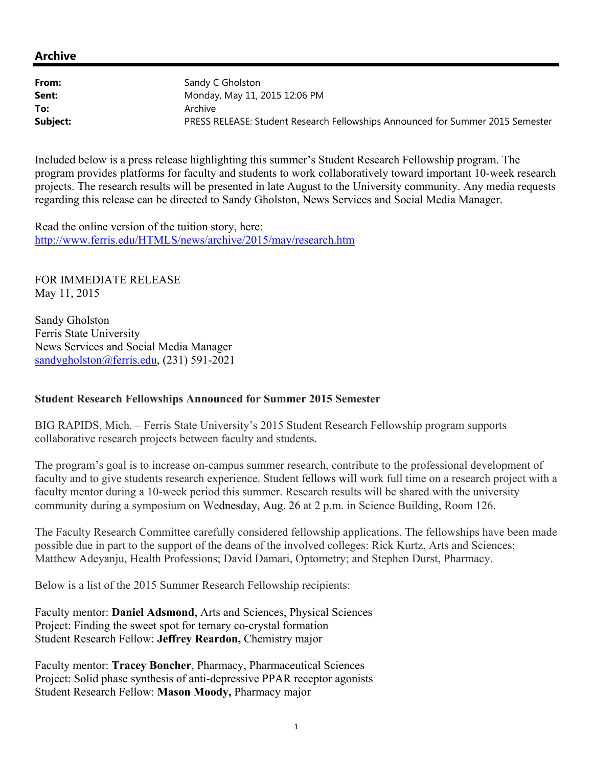## Archive

| | |
|---|---|
| **From:** | Sandy C Gholston |
| **Sent:** | Monday, May 11, 2015 12:06 PM |
| **To:** | Archive |
| **Subject:** | PRESS RELEASE: Student Research Fellowships Announced for Summer 2015 Semester |

Included below is a press release highlighting this summer's Student Research Fellowship program. The program provides platforms for faculty and students to work collaboratively toward important 10-week research projects. The research results will be presented in late August to the University community. Any media requests regarding this release can be directed to Sandy Gholston, News Services and Social Media Manager.

Read the online version of the tuition story, here:
http://www.ferris.edu/HTMLS/news/archive/2015/may/research.htm

FOR IMMEDIATE RELEASE
May 11, 2015

Sandy Gholston
Ferris State University
News Services and Social Media Manager
sandygholston@ferris.edu, (231) 591-2021

**Student Research Fellowships Announced for Summer 2015 Semester**

BIG RAPIDS, Mich. – Ferris State University's 2015 Student Research Fellowship program supports collaborative research projects between faculty and students.

The program's goal is to increase on-campus summer research, contribute to the professional development of faculty and to give students research experience. Student fellows will work full time on a research project with a faculty mentor during a 10-week period this summer. Research results will be shared with the university community during a symposium on Wednesday, Aug. 26 at 2 p.m. in Science Building, Room 126.

The Faculty Research Committee carefully considered fellowship applications. The fellowships have been made possible due in part to the support of the deans of the involved colleges: Rick Kurtz, Arts and Sciences; Matthew Adeyanju, Health Professions; David Damari, Optometry; and Stephen Durst, Pharmacy.

Below is a list of the 2015 Summer Research Fellowship recipients:

Faculty mentor: **Daniel Adsmond**, Arts and Sciences, Physical Sciences
Project: Finding the sweet spot for ternary co-crystal formation
Student Research Fellow: **Jeffrey Reardon,** Chemistry major

Faculty mentor: **Tracey Boncher**, Pharmacy, Pharmaceutical Sciences
Project: Solid phase synthesis of anti-depressive PPAR receptor agonists
Student Research Fellow: **Mason Moody,** Pharmacy major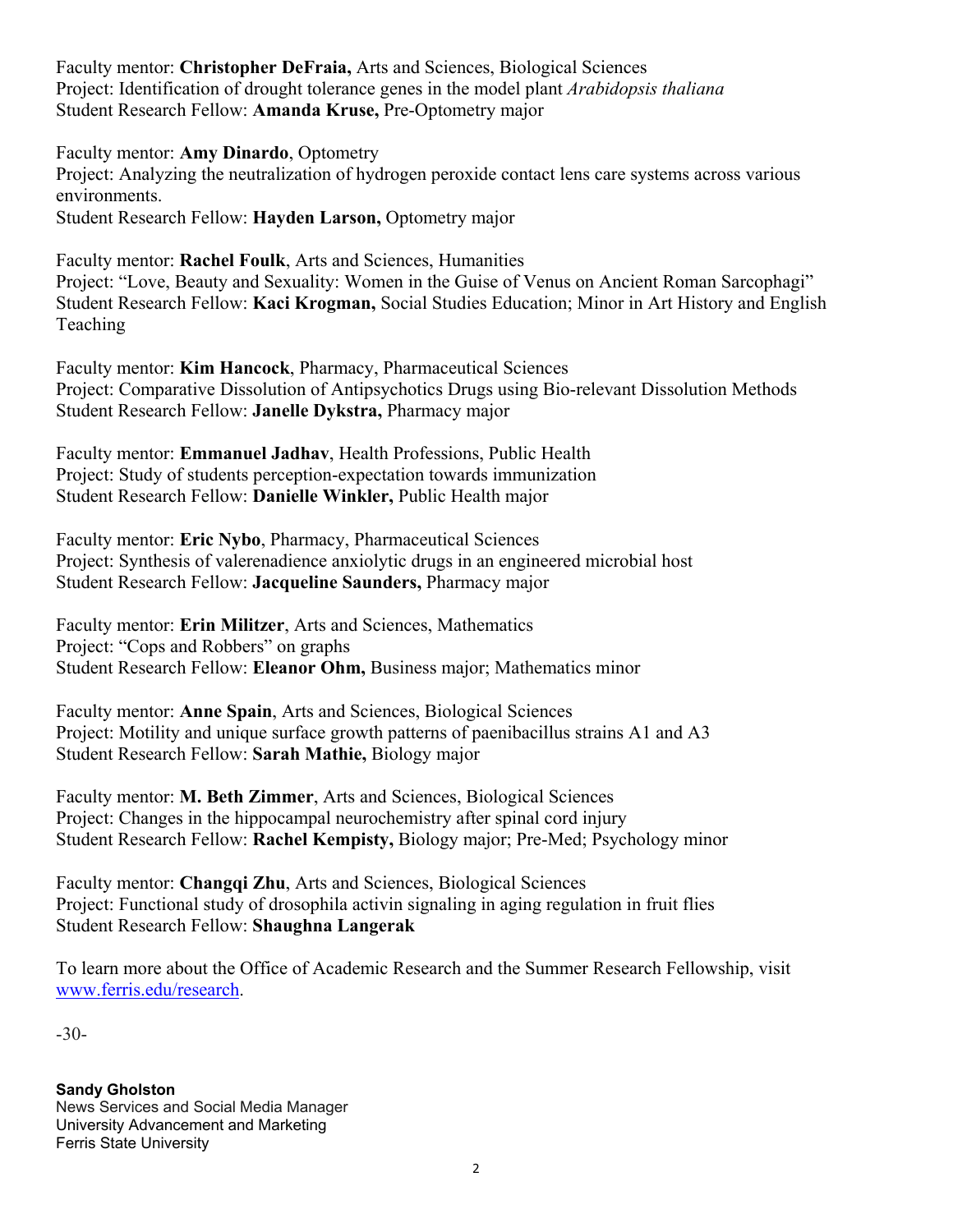Faculty mentor: **Christopher DeFraia,** Arts and Sciences, Biological Sciences
Project: Identification of drought tolerance genes in the model plant *Arabidopsis thaliana*
Student Research Fellow: **Amanda Kruse,** Pre-Optometry major

Faculty mentor: **Amy Dinardo**, Optometry
Project: Analyzing the neutralization of hydrogen peroxide contact lens care systems across various environments.
Student Research Fellow: **Hayden Larson,** Optometry major

Faculty mentor: **Rachel Foulk**, Arts and Sciences, Humanities
Project: "Love, Beauty and Sexuality: Women in the Guise of Venus on Ancient Roman Sarcophagi"
Student Research Fellow: **Kaci Krogman,** Social Studies Education; Minor in Art History and English Teaching

Faculty mentor: **Kim Hancock**, Pharmacy, Pharmaceutical Sciences
Project: Comparative Dissolution of Antipsychotics Drugs using Bio-relevant Dissolution Methods
Student Research Fellow: **Janelle Dykstra,** Pharmacy major

Faculty mentor: **Emmanuel Jadhav**, Health Professions, Public Health
Project: Study of students perception-expectation towards immunization
Student Research Fellow: **Danielle Winkler,** Public Health major

Faculty mentor: **Eric Nybo**, Pharmacy, Pharmaceutical Sciences
Project: Synthesis of valerenadience anxiolytic drugs in an engineered microbial host
Student Research Fellow: **Jacqueline Saunders,** Pharmacy major

Faculty mentor: **Erin Militzer**, Arts and Sciences, Mathematics
Project: "Cops and Robbers" on graphs
Student Research Fellow: **Eleanor Ohm,** Business major; Mathematics minor

Faculty mentor: **Anne Spain**, Arts and Sciences, Biological Sciences
Project: Motility and unique surface growth patterns of paenibacillus strains A1 and A3
Student Research Fellow: **Sarah Mathie,** Biology major

Faculty mentor: **M. Beth Zimmer**, Arts and Sciences, Biological Sciences
Project: Changes in the hippocampal neurochemistry after spinal cord injury
Student Research Fellow: **Rachel Kempisty,** Biology major; Pre-Med; Psychology minor

Faculty mentor: **Changqi Zhu**, Arts and Sciences, Biological Sciences
Project: Functional study of drosophila activin signaling in aging regulation in fruit flies
Student Research Fellow: **Shaughna Langerak**

To learn more about the Office of Academic Research and the Summer Research Fellowship, visit [www.ferris.edu/research](http://www.ferris.edu/research).

-30-

**Sandy Gholston**
News Services and Social Media Manager
University Advancement and Marketing
Ferris State University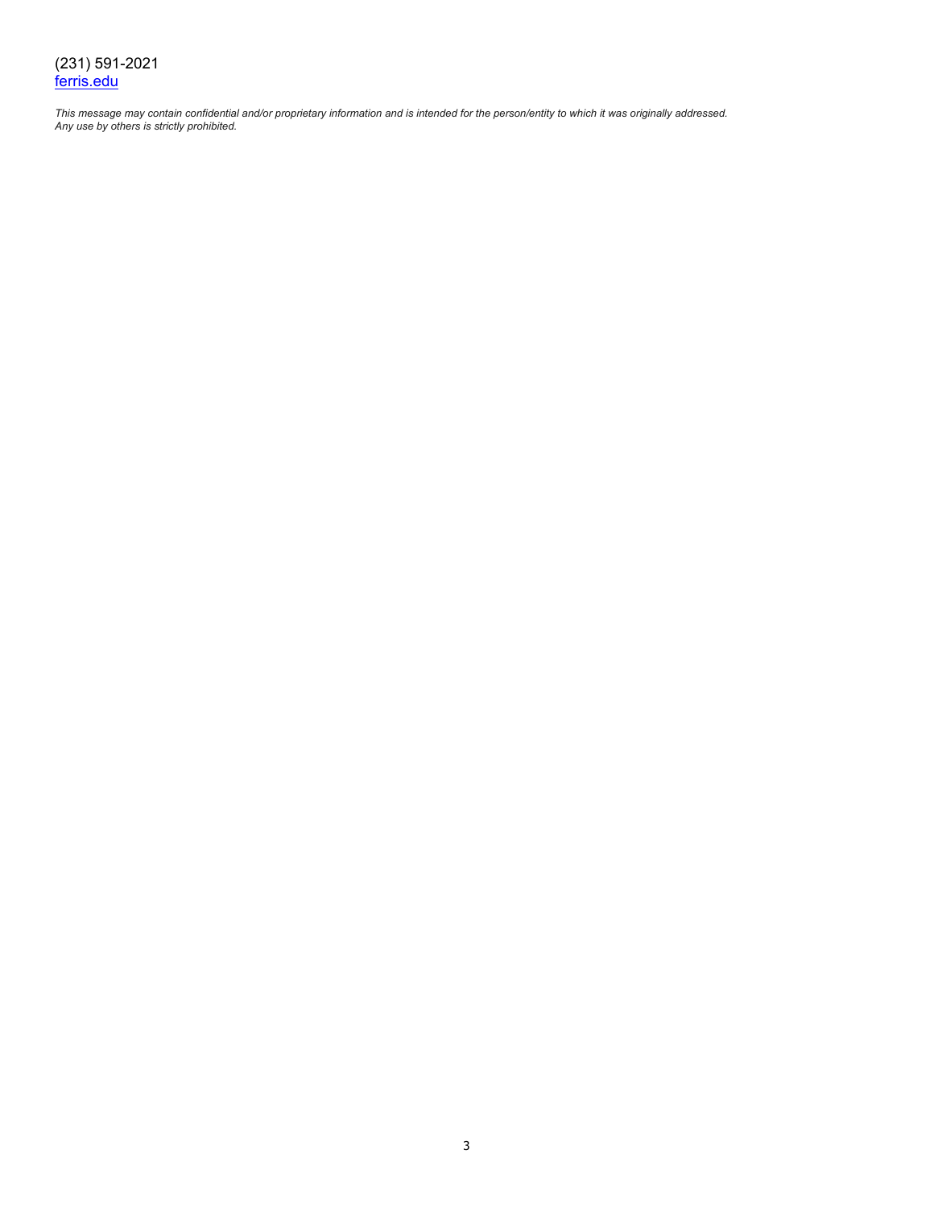(231) 591-2021
[ferris.edu](ferris.edu)

*This message may contain confidential and/or proprietary information and is intended for the person/entity to which it was originally addressed. Any use by others is strictly prohibited.*